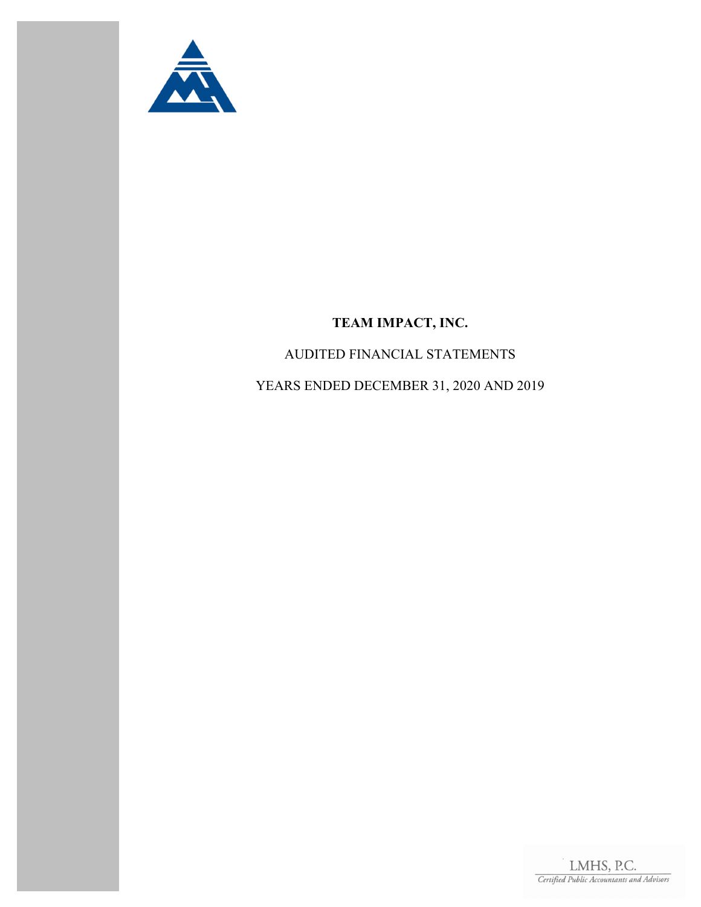# TEAM IMPACT, INC.

AUDITED FINANCIAL STATEMENTS

YEARS ENDED DECEMBER 31, 2020 AND 2019

LMHS, P.C.

*Certified Public Accountants and Advisors*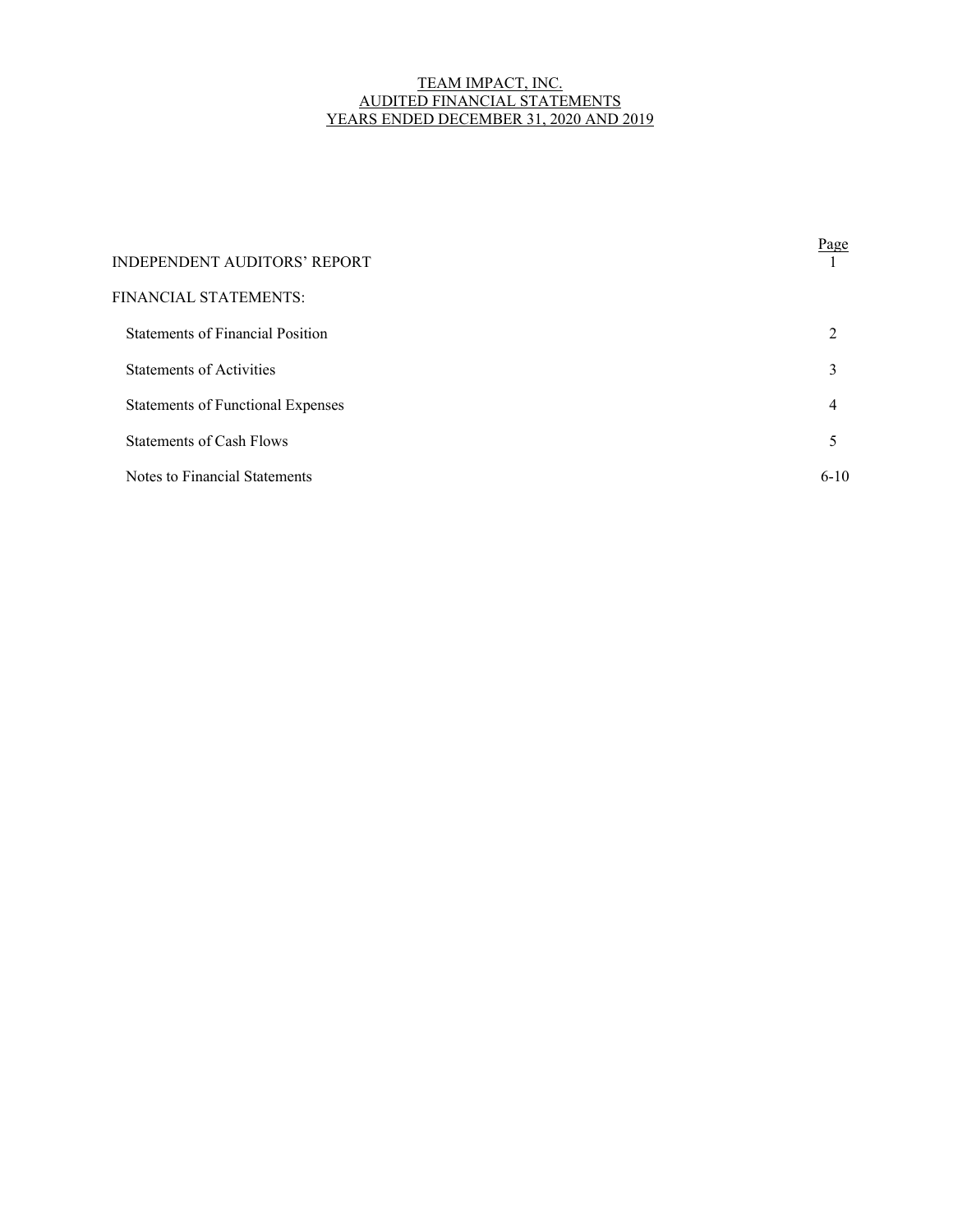# TEAM IMPACT, INC.
## AUDITED FINANCIAL STATEMENTS
## YEARS ENDED DECEMBER 31, 2020 AND 2019

| | Page |
|---|---|
| INDEPENDENT AUDITORS' REPORT | 1 |
| FINANCIAL STATEMENTS: | |
| Statements of Financial Position | 2 |
| Statements of Activities | 3 |
| Statements of Functional Expenses | 4 |
| Statements of Cash Flows | 5 |
| Notes to Financial Statements | 6-10 |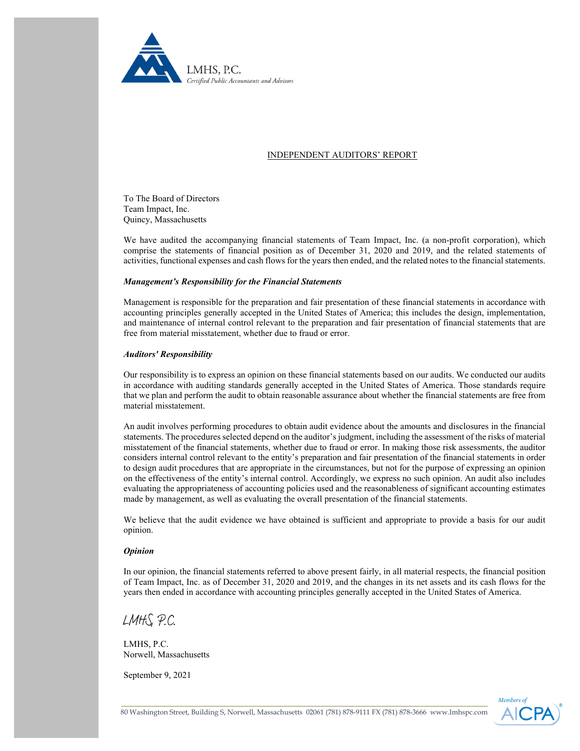LMHS, P.C.
*Certified Public Accountants and Advisors*

## INDEPENDENT AUDITORS' REPORT

To The Board of Directors
Team Impact, Inc.
Quincy, Massachusetts

We have audited the accompanying financial statements of Team Impact, Inc. (a non-profit corporation), which comprise the statements of financial position as of December 31, 2020 and 2019, and the related statements of activities, functional expenses and cash flows for the years then ended, and the related notes to the financial statements.

### *Management's Responsibility for the Financial Statements*

Management is responsible for the preparation and fair presentation of these financial statements in accordance with accounting principles generally accepted in the United States of America; this includes the design, implementation, and maintenance of internal control relevant to the preparation and fair presentation of financial statements that are free from material misstatement, whether due to fraud or error.

### *Auditors' Responsibility*

Our responsibility is to express an opinion on these financial statements based on our audits. We conducted our audits in accordance with auditing standards generally accepted in the United States of America. Those standards require that we plan and perform the audit to obtain reasonable assurance about whether the financial statements are free from material misstatement.

An audit involves performing procedures to obtain audit evidence about the amounts and disclosures in the financial statements. The procedures selected depend on the auditor's judgment, including the assessment of the risks of material misstatement of the financial statements, whether due to fraud or error. In making those risk assessments, the auditor considers internal control relevant to the entity's preparation and fair presentation of the financial statements in order to design audit procedures that are appropriate in the circumstances, but not for the purpose of expressing an opinion on the effectiveness of the entity's internal control. Accordingly, we express no such opinion. An audit also includes evaluating the appropriateness of accounting policies used and the reasonableness of significant accounting estimates made by management, as well as evaluating the overall presentation of the financial statements.

We believe that the audit evidence we have obtained is sufficient and appropriate to provide a basis for our audit opinion.

### *Opinion*

In our opinion, the financial statements referred to above present fairly, in all material respects, the financial position of Team Impact, Inc. as of December 31, 2020 and 2019, and the changes in its net assets and its cash flows for the years then ended in accordance with accounting principles generally accepted in the United States of America.

*LMHS, P.C.*

LMHS, P.C.
Norwell, Massachusetts

September 9, 2021

80 Washington Street, Building S, Norwell, Massachusetts 02061 (781) 878-9111 FX (781) 878-3666 www.lmhspc.com

Members of AICPA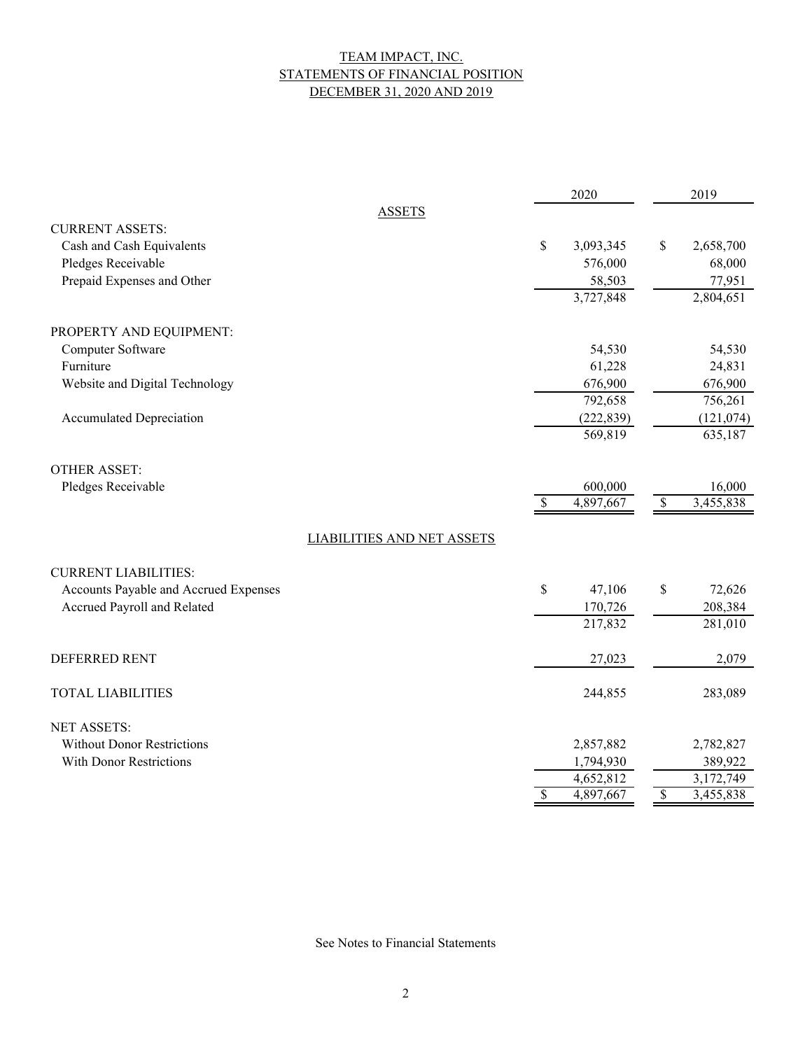# TEAM IMPACT, INC.
## STATEMENTS OF FINANCIAL POSITION
## DECEMBER 31, 2020 AND 2019

| | 2020 | 2019 |
|---|---|---|
| **ASSETS** | | |
| CURRENT ASSETS: | | |
| Cash and Cash Equivalents | $ 3,093,345 | $ 2,658,700 |
| Pledges Receivable | 576,000 | 68,000 |
| Prepaid Expenses and Other | 58,503 | 77,951 |
| | 3,727,848 | 2,804,651 |
| PROPERTY AND EQUIPMENT: | | |
| Computer Software | 54,530 | 54,530 |
| Furniture | 61,228 | 24,831 |
| Website and Digital Technology | 676,900 | 676,900 |
| | 792,658 | 756,261 |
| Accumulated Depreciation | (222,839) | (121,074) |
| | 569,819 | 635,187 |
| OTHER ASSET: | | |
| Pledges Receivable | 600,000 | 16,000 |
| | $ 4,897,667 | $ 3,455,838 |
| **LIABILITIES AND NET ASSETS** | | |
| CURRENT LIABILITIES: | | |
| Accounts Payable and Accrued Expenses | $ 47,106 | $ 72,626 |
| Accrued Payroll and Related | 170,726 | 208,384 |
| | 217,832 | 281,010 |
| DEFERRED RENT | 27,023 | 2,079 |
| TOTAL LIABILITIES | 244,855 | 283,089 |
| NET ASSETS: | | |
| Without Donor Restrictions | 2,857,882 | 2,782,827 |
| With Donor Restrictions | 1,794,930 | 389,922 |
| | 4,652,812 | 3,172,749 |
| | $ 4,897,667 | $ 3,455,838 |

See Notes to Financial Statements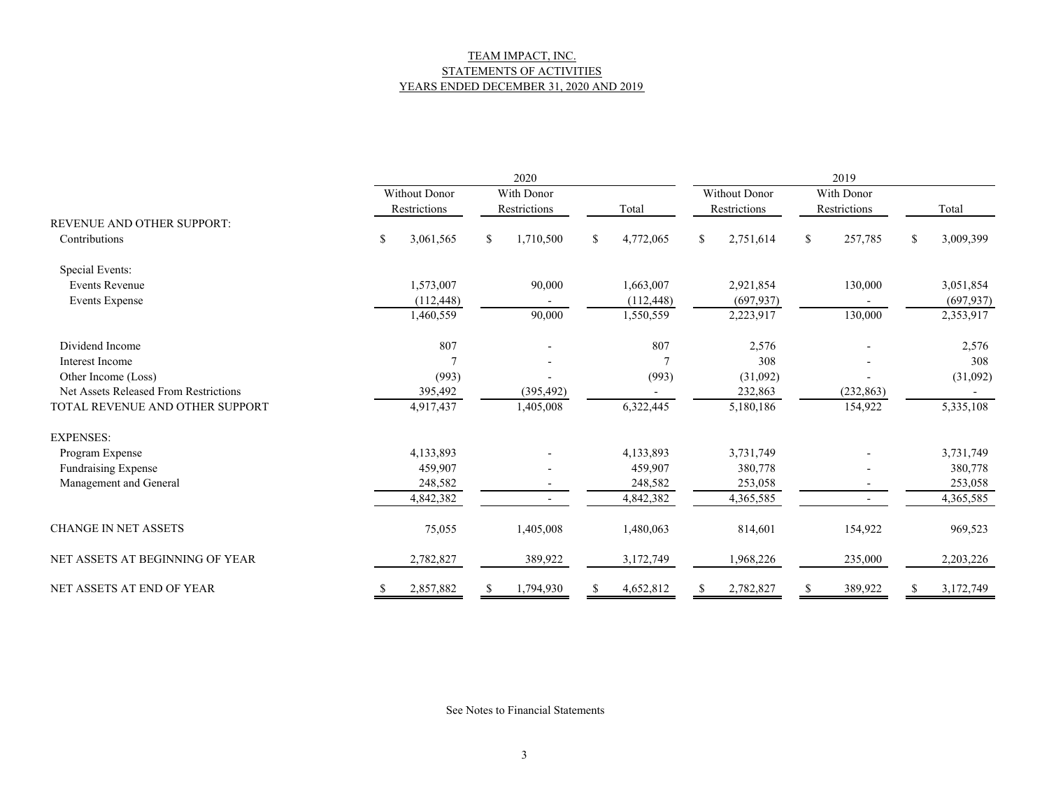# TEAM IMPACT, INC.
## STATEMENTS OF ACTIVITIES
### YEARS ENDED DECEMBER 31, 2020 AND 2019

| | 2020 | | | 2019 | | |
|---|---|---|---|---|---|---|
| | Without Donor Restrictions | With Donor Restrictions | Total | Without Donor Restrictions | With Donor Restrictions | Total |
| REVENUE AND OTHER SUPPORT: | | | | | | |
| Contributions | $ 3,061,565 | $ 1,710,500 | $ 4,772,065 | $ 2,751,614 | $ 257,785 | $ 3,009,399 |
| Special Events: | | | | | | |
| Events Revenue | 1,573,007 | 90,000 | 1,663,007 | 2,921,854 | 130,000 | 3,051,854 |
| Events Expense | (112,448) | - | (112,448) | (697,937) | - | (697,937) |
| | 1,460,559 | 90,000 | 1,550,559 | 2,223,917 | 130,000 | 2,353,917 |
| Dividend Income | 807 | - | 807 | 2,576 | - | 2,576 |
| Interest Income | 7 | - | 7 | 308 | - | 308 |
| Other Income (Loss) | (993) | - | (993) | (31,092) | - | (31,092) |
| Net Assets Released From Restrictions | 395,492 | (395,492) | - | 232,863 | (232,863) | - |
| TOTAL REVENUE AND OTHER SUPPORT | 4,917,437 | 1,405,008 | 6,322,445 | 5,180,186 | 154,922 | 5,335,108 |
| EXPENSES: | | | | | | |
| Program Expense | 4,133,893 | - | 4,133,893 | 3,731,749 | - | 3,731,749 |
| Fundraising Expense | 459,907 | - | 459,907 | 380,778 | - | 380,778 |
| Management and General | 248,582 | - | 248,582 | 253,058 | - | 253,058 |
| | 4,842,382 | - | 4,842,382 | 4,365,585 | - | 4,365,585 |
| CHANGE IN NET ASSETS | 75,055 | 1,405,008 | 1,480,063 | 814,601 | 154,922 | 969,523 |
| NET ASSETS AT BEGINNING OF YEAR | 2,782,827 | 389,922 | 3,172,749 | 1,968,226 | 235,000 | 2,203,226 |
| NET ASSETS AT END OF YEAR | $ 2,857,882 | $ 1,794,930 | $ 4,652,812 | $ 2,782,827 | $ 389,922 | $ 3,172,749 |

See Notes to Financial Statements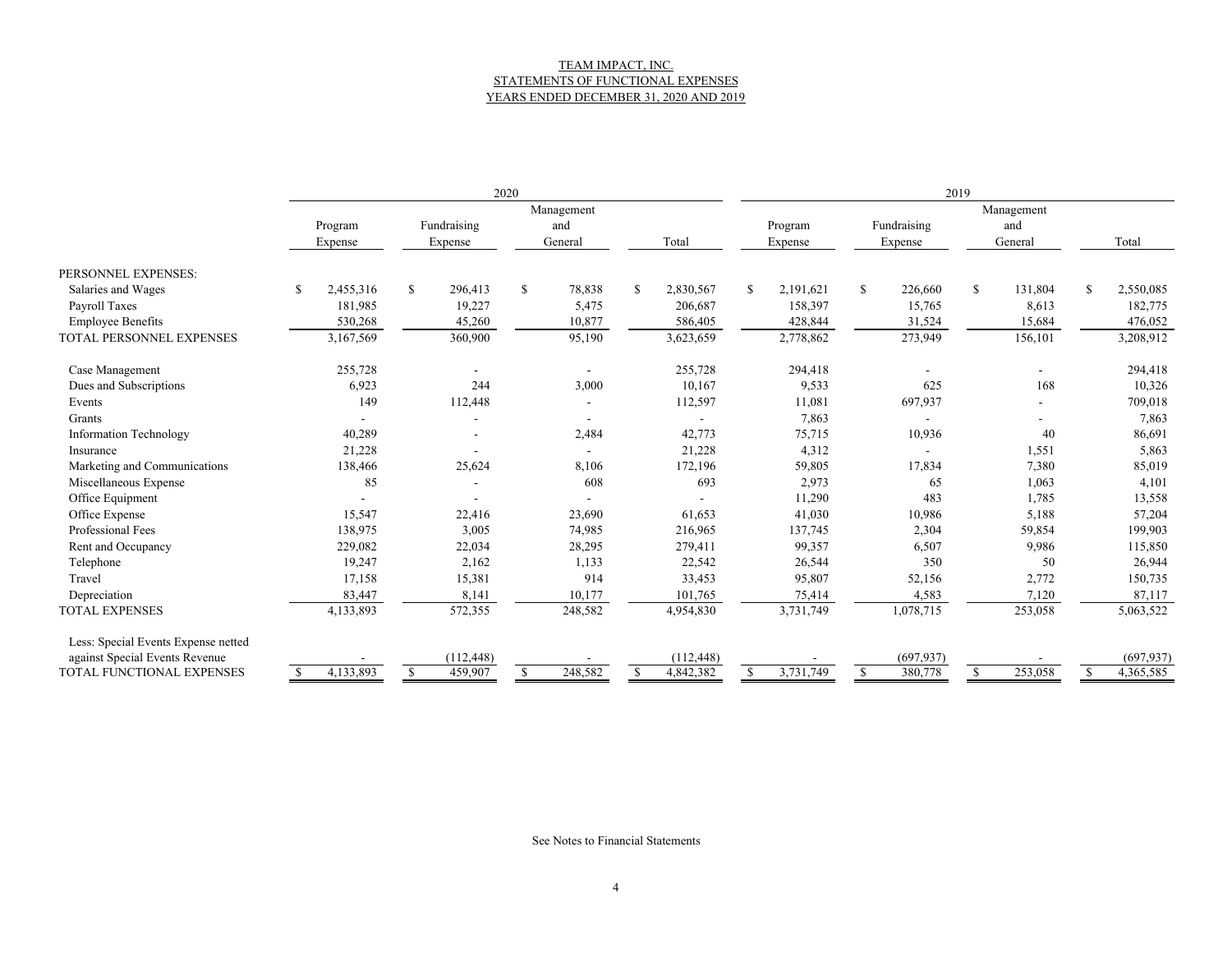# TEAM IMPACT, INC.
## STATEMENTS OF FUNCTIONAL EXPENSES
### YEARS ENDED DECEMBER 31, 2020 AND 2019

| | 2020 | | | | 2019 | | | |
|---|---|---|---|---|---|---|---|---|
| | Program Expense | Fundraising Expense | Management and General | Total | Program Expense | Fundraising Expense | Management and General | Total |
| PERSONNEL EXPENSES: | | | | | | | | |
| Salaries and Wages | $ 2,455,316 | $ 296,413 | $ 78,838 | $ 2,830,567 | $ 2,191,621 | $ 226,660 | $ 131,804 | $ 2,550,085 |
| Payroll Taxes | 181,985 | 19,227 | 5,475 | 206,687 | 158,397 | 15,765 | 8,613 | 182,775 |
| Employee Benefits | 530,268 | 45,260 | 10,877 | 586,405 | 428,844 | 31,524 | 15,684 | 476,052 |
| TOTAL PERSONNEL EXPENSES | 3,167,569 | 360,900 | 95,190 | 3,623,659 | 2,778,862 | 273,949 | 156,101 | 3,208,912 |
| Case Management | 255,728 | - | - | 255,728 | 294,418 | - | - | 294,418 |
| Dues and Subscriptions | 6,923 | 244 | 3,000 | 10,167 | 9,533 | 625 | 168 | 10,326 |
| Events | 149 | 112,448 | - | 112,597 | 11,081 | 697,937 | - | 709,018 |
| Grants | - | - | - | - | 7,863 | - | - | 7,863 |
| Information Technology | 40,289 | - | 2,484 | 42,773 | 75,715 | 10,936 | 40 | 86,691 |
| Insurance | 21,228 | - | - | 21,228 | 4,312 | - | 1,551 | 5,863 |
| Marketing and Communications | 138,466 | 25,624 | 8,106 | 172,196 | 59,805 | 17,834 | 7,380 | 85,019 |
| Miscellaneous Expense | 85 | - | 608 | 693 | 2,973 | 65 | 1,063 | 4,101 |
| Office Equipment | - | - | - | - | 11,290 | 483 | 1,785 | 13,558 |
| Office Expense | 15,547 | 22,416 | 23,690 | 61,653 | 41,030 | 10,986 | 5,188 | 57,204 |
| Professional Fees | 138,975 | 3,005 | 74,985 | 216,965 | 137,745 | 2,304 | 59,854 | 199,903 |
| Rent and Occupancy | 229,082 | 22,034 | 28,295 | 279,411 | 99,357 | 6,507 | 9,986 | 115,850 |
| Telephone | 19,247 | 2,162 | 1,133 | 22,542 | 26,544 | 350 | 50 | 26,944 |
| Travel | 17,158 | 15,381 | 914 | 33,453 | 95,807 | 52,156 | 2,772 | 150,735 |
| Depreciation | 83,447 | 8,141 | 10,177 | 101,765 | 75,414 | 4,583 | 7,120 | 87,117 |
| TOTAL EXPENSES | 4,133,893 | 572,355 | 248,582 | 4,954,830 | 3,731,749 | 1,078,715 | 253,058 | 5,063,522 |
| Less: Special Events Expense netted against Special Events Revenue | - | (112,448) | - | (112,448) | - | (697,937) | - | (697,937) |
| TOTAL FUNCTIONAL EXPENSES | $ 4,133,893 | $ 459,907 | $ 248,582 | $ 4,842,382 | $ 3,731,749 | $ 380,778 | $ 253,058 | $ 4,365,585 |

See Notes to Financial Statements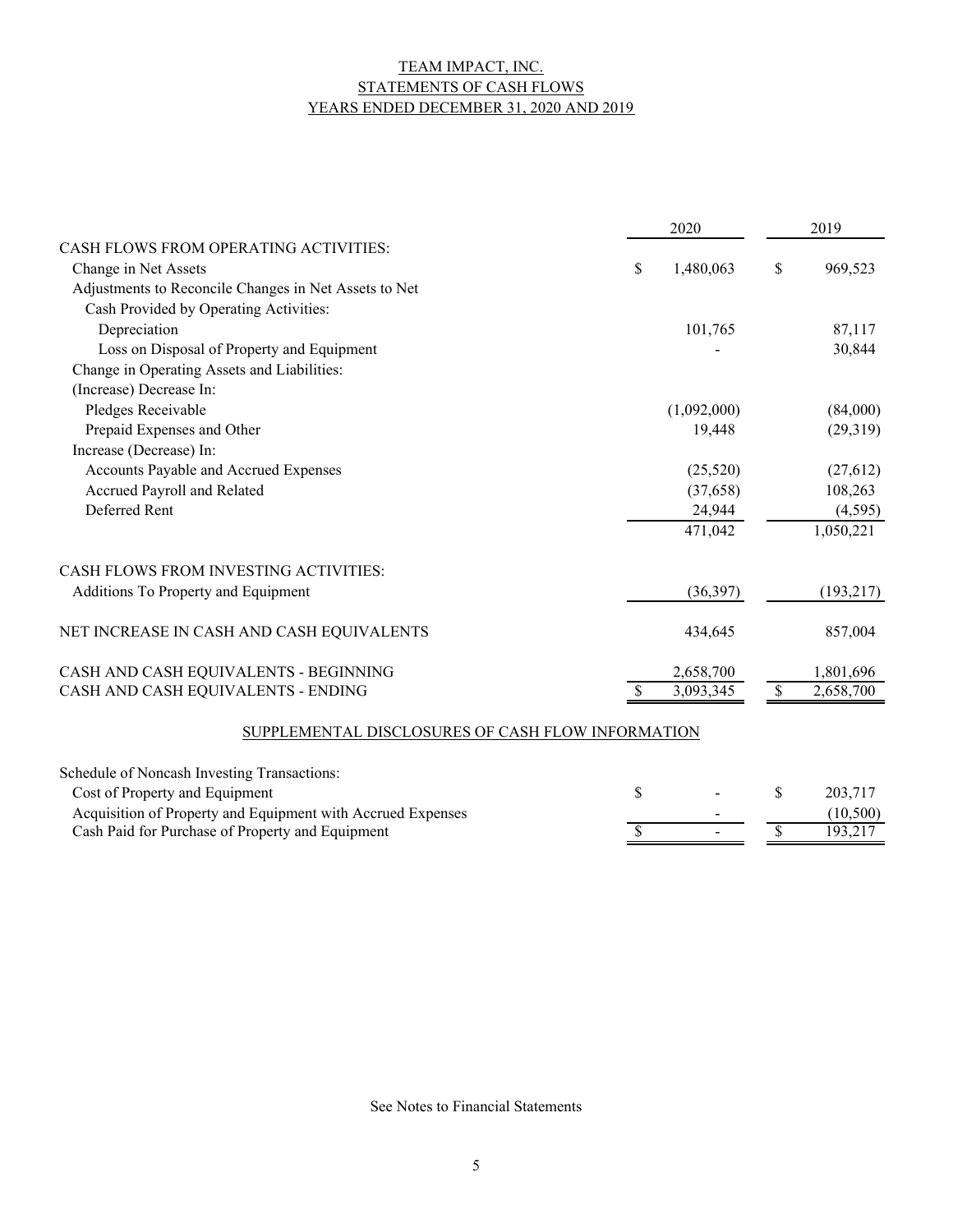# TEAM IMPACT, INC.
## STATEMENTS OF CASH FLOWS
## YEARS ENDED DECEMBER 31, 2020 AND 2019

| | 2020 | 2019 |
|---|---|---|
| CASH FLOWS FROM OPERATING ACTIVITIES: | | |
| Change in Net Assets | $ 1,480,063 | $ 969,523 |
| Adjustments to Reconcile Changes in Net Assets to Net Cash Provided by Operating Activities: | | |
| Depreciation | 101,765 | 87,117 |
| Loss on Disposal of Property and Equipment | - | 30,844 |
| Change in Operating Assets and Liabilities: | | |
| (Increase) Decrease In: | | |
| Pledges Receivable | (1,092,000) | (84,000) |
| Prepaid Expenses and Other | 19,448 | (29,319) |
| Increase (Decrease) In: | | |
| Accounts Payable and Accrued Expenses | (25,520) | (27,612) |
| Accrued Payroll and Related | (37,658) | 108,263 |
| Deferred Rent | 24,944 | (4,595) |
| | 471,042 | 1,050,221 |
| CASH FLOWS FROM INVESTING ACTIVITIES: | | |
| Additions To Property and Equipment | (36,397) | (193,217) |
| NET INCREASE IN CASH AND CASH EQUIVALENTS | 434,645 | 857,004 |
| CASH AND CASH EQUIVALENTS - BEGINNING | 2,658,700 | 1,801,696 |
| CASH AND CASH EQUIVALENTS - ENDING | $ 3,093,345 | $ 2,658,700 |

## SUPPLEMENTAL DISCLOSURES OF CASH FLOW INFORMATION

| | 2020 | 2019 |
|---|---|---|
| Schedule of Noncash Investing Transactions: | | |
| Cost of Property and Equipment | $ - | $ 203,717 |
| Acquisition of Property and Equipment with Accrued Expenses | - | (10,500) |
| Cash Paid for Purchase of Property and Equipment | $ - | $ 193,217 |

See Notes to Financial Statements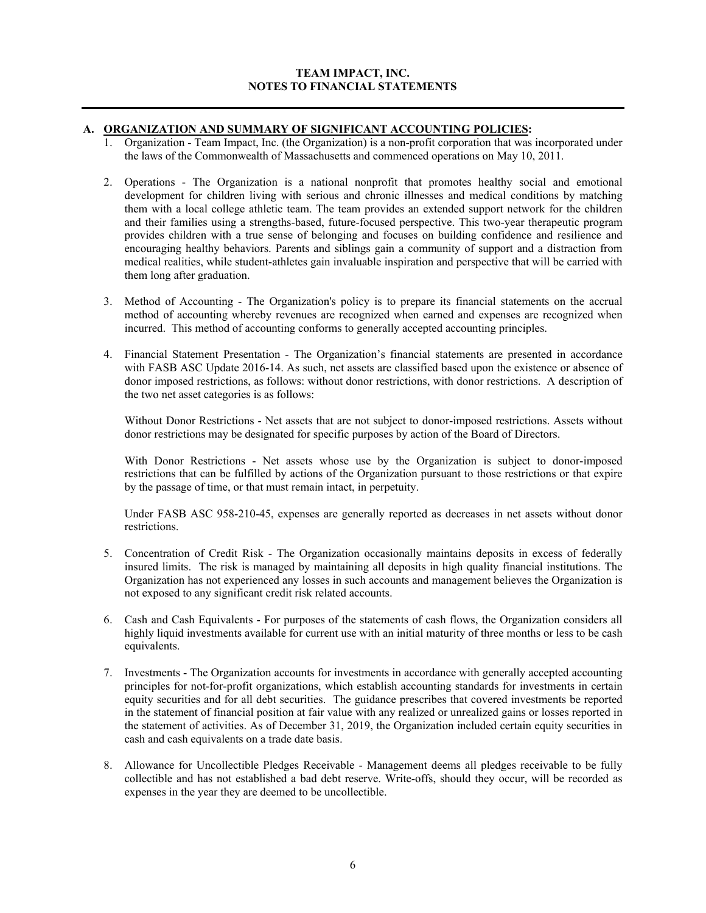# TEAM IMPACT, INC.
# NOTES TO FINANCIAL STATEMENTS

## A. ORGANIZATION AND SUMMARY OF SIGNIFICANT ACCOUNTING POLICIES:

1. Organization - Team Impact, Inc. (the Organization) is a non-profit corporation that was incorporated under the laws of the Commonwealth of Massachusetts and commenced operations on May 10, 2011.

2. Operations - The Organization is a national nonprofit that promotes healthy social and emotional development for children living with serious and chronic illnesses and medical conditions by matching them with a local college athletic team. The team provides an extended support network for the children and their families using a strengths-based, future-focused perspective. This two-year therapeutic program provides children with a true sense of belonging and focuses on building confidence and resilience and encouraging healthy behaviors. Parents and siblings gain a community of support and a distraction from medical realities, while student-athletes gain invaluable inspiration and perspective that will be carried with them long after graduation.

3. Method of Accounting - The Organization's policy is to prepare its financial statements on the accrual method of accounting whereby revenues are recognized when earned and expenses are recognized when incurred. This method of accounting conforms to generally accepted accounting principles.

4. Financial Statement Presentation - The Organization's financial statements are presented in accordance with FASB ASC Update 2016-14. As such, net assets are classified based upon the existence or absence of donor imposed restrictions, as follows: without donor restrictions, with donor restrictions. A description of the two net asset categories is as follows:

   Without Donor Restrictions - Net assets that are not subject to donor-imposed restrictions. Assets without donor restrictions may be designated for specific purposes by action of the Board of Directors.

   With Donor Restrictions - Net assets whose use by the Organization is subject to donor-imposed restrictions that can be fulfilled by actions of the Organization pursuant to those restrictions or that expire by the passage of time, or that must remain intact, in perpetuity.

   Under FASB ASC 958-210-45, expenses are generally reported as decreases in net assets without donor restrictions.

5. Concentration of Credit Risk - The Organization occasionally maintains deposits in excess of federally insured limits. The risk is managed by maintaining all deposits in high quality financial institutions. The Organization has not experienced any losses in such accounts and management believes the Organization is not exposed to any significant credit risk related accounts.

6. Cash and Cash Equivalents - For purposes of the statements of cash flows, the Organization considers all highly liquid investments available for current use with an initial maturity of three months or less to be cash equivalents.

7. Investments - The Organization accounts for investments in accordance with generally accepted accounting principles for not-for-profit organizations, which establish accounting standards for investments in certain equity securities and for all debt securities. The guidance prescribes that covered investments be reported in the statement of financial position at fair value with any realized or unrealized gains or losses reported in the statement of activities. As of December 31, 2019, the Organization included certain equity securities in cash and cash equivalents on a trade date basis.

8. Allowance for Uncollectible Pledges Receivable - Management deems all pledges receivable to be fully collectible and has not established a bad debt reserve. Write-offs, should they occur, will be recorded as expenses in the year they are deemed to be uncollectible.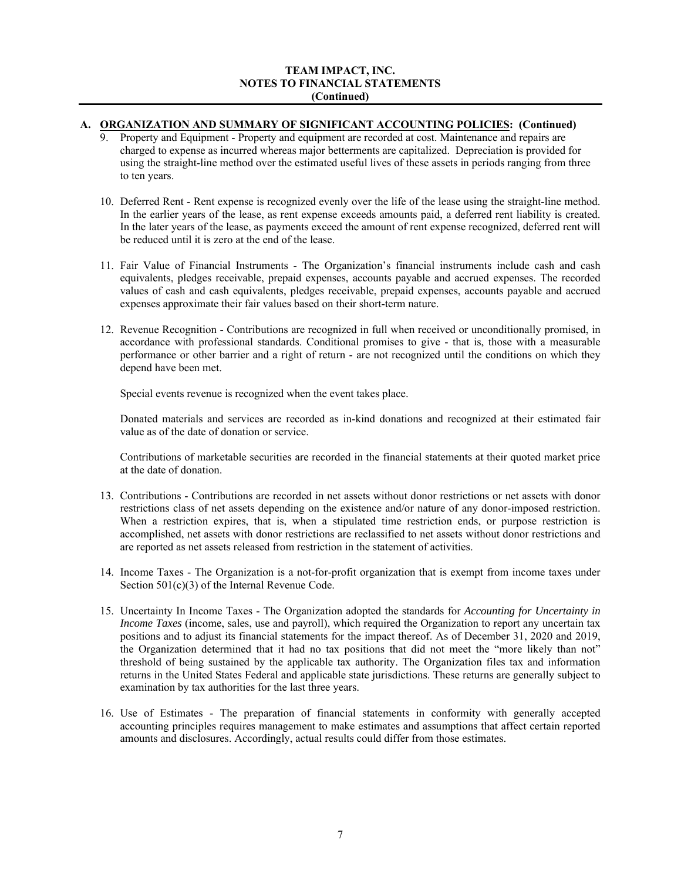**TEAM IMPACT, INC.**
**NOTES TO FINANCIAL STATEMENTS**
**(Continued)**

## A. ORGANIZATION AND SUMMARY OF SIGNIFICANT ACCOUNTING POLICIES: (Continued)

9. Property and Equipment - Property and equipment are recorded at cost. Maintenance and repairs are charged to expense as incurred whereas major betterments are capitalized. Depreciation is provided for using the straight-line method over the estimated useful lives of these assets in periods ranging from three to ten years.

10. Deferred Rent - Rent expense is recognized evenly over the life of the lease using the straight-line method. In the earlier years of the lease, as rent expense exceeds amounts paid, a deferred rent liability is created. In the later years of the lease, as payments exceed the amount of rent expense recognized, deferred rent will be reduced until it is zero at the end of the lease.

11. Fair Value of Financial Instruments - The Organization's financial instruments include cash and cash equivalents, pledges receivable, prepaid expenses, accounts payable and accrued expenses. The recorded values of cash and cash equivalents, pledges receivable, prepaid expenses, accounts payable and accrued expenses approximate their fair values based on their short-term nature.

12. Revenue Recognition - Contributions are recognized in full when received or unconditionally promised, in accordance with professional standards. Conditional promises to give - that is, those with a measurable performance or other barrier and a right of return - are not recognized until the conditions on which they depend have been met.

    Special events revenue is recognized when the event takes place.

    Donated materials and services are recorded as in-kind donations and recognized at their estimated fair value as of the date of donation or service.

    Contributions of marketable securities are recorded in the financial statements at their quoted market price at the date of donation.

13. Contributions - Contributions are recorded in net assets without donor restrictions or net assets with donor restrictions class of net assets depending on the existence and/or nature of any donor-imposed restriction. When a restriction expires, that is, when a stipulated time restriction ends, or purpose restriction is accomplished, net assets with donor restrictions are reclassified to net assets without donor restrictions and are reported as net assets released from restriction in the statement of activities.

14. Income Taxes - The Organization is a not-for-profit organization that is exempt from income taxes under Section 501(c)(3) of the Internal Revenue Code.

15. Uncertainty In Income Taxes - The Organization adopted the standards for *Accounting for Uncertainty in Income Taxes* (income, sales, use and payroll), which required the Organization to report any uncertain tax positions and to adjust its financial statements for the impact thereof. As of December 31, 2020 and 2019, the Organization determined that it had no tax positions that did not meet the "more likely than not" threshold of being sustained by the applicable tax authority. The Organization files tax and information returns in the United States Federal and applicable state jurisdictions. These returns are generally subject to examination by tax authorities for the last three years.

16. Use of Estimates - The preparation of financial statements in conformity with generally accepted accounting principles requires management to make estimates and assumptions that affect certain reported amounts and disclosures. Accordingly, actual results could differ from those estimates.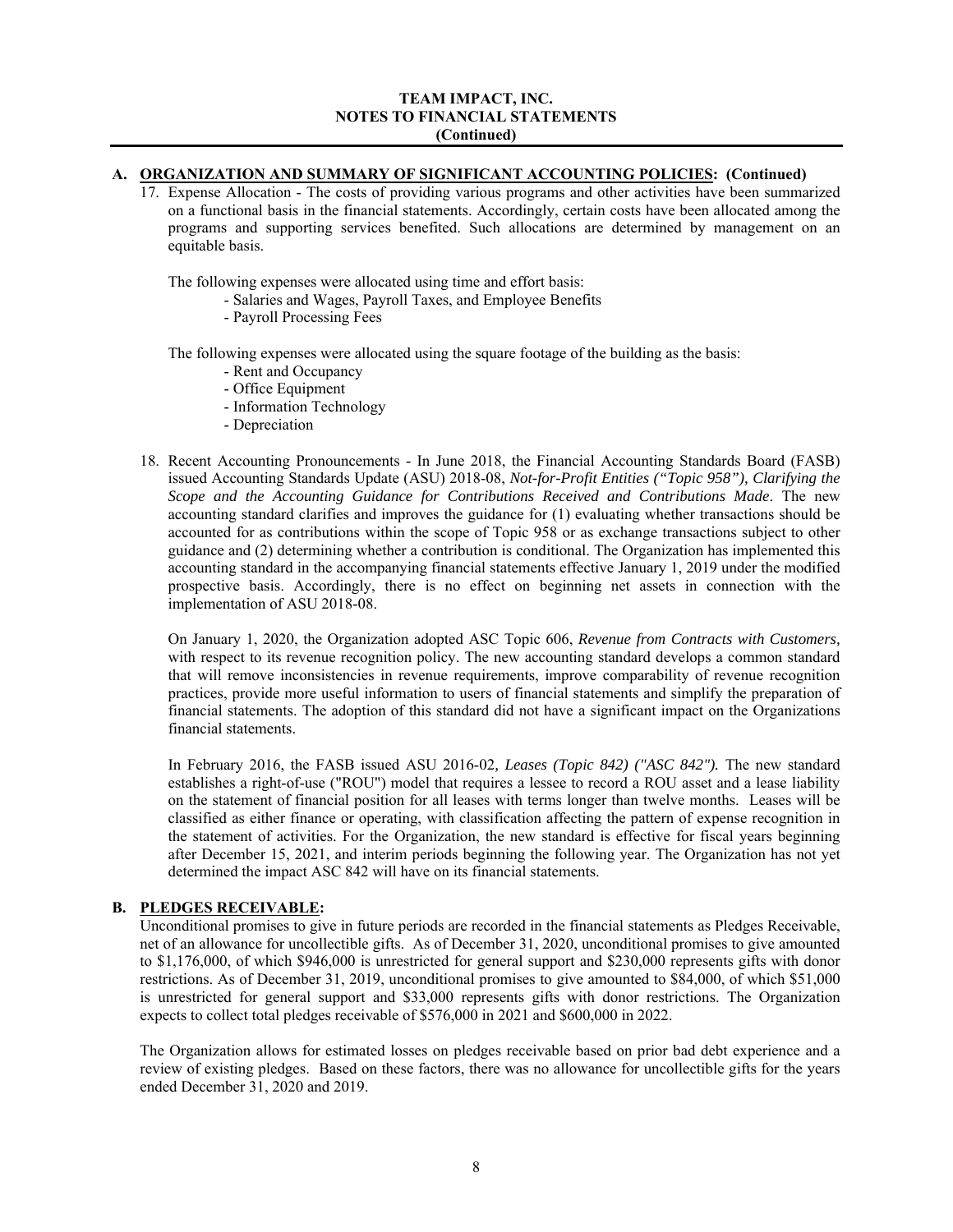**TEAM IMPACT, INC.**
**NOTES TO FINANCIAL STATEMENTS**
**(Continued)**

**A. ORGANIZATION AND SUMMARY OF SIGNIFICANT ACCOUNTING POLICIES: (Continued)**

17. Expense Allocation - The costs of providing various programs and other activities have been summarized on a functional basis in the financial statements. Accordingly, certain costs have been allocated among the programs and supporting services benefited. Such allocations are determined by management on an equitable basis.

    The following expenses were allocated using time and effort basis:
    - Salaries and Wages, Payroll Taxes, and Employee Benefits
    - Payroll Processing Fees

    The following expenses were allocated using the square footage of the building as the basis:
    - Rent and Occupancy
    - Office Equipment
    - Information Technology
    - Depreciation

18. Recent Accounting Pronouncements - In June 2018, the Financial Accounting Standards Board (FASB) issued Accounting Standards Update (ASU) 2018-08, *Not-for-Profit Entities ("Topic 958"), Clarifying the Scope and the Accounting Guidance for Contributions Received and Contributions Made*. The new accounting standard clarifies and improves the guidance for (1) evaluating whether transactions should be accounted for as contributions within the scope of Topic 958 or as exchange transactions subject to other guidance and (2) determining whether a contribution is conditional. The Organization has implemented this accounting standard in the accompanying financial statements effective January 1, 2019 under the modified prospective basis. Accordingly, there is no effect on beginning net assets in connection with the implementation of ASU 2018-08.

    On January 1, 2020, the Organization adopted ASC Topic 606, *Revenue from Contracts with Customers,* with respect to its revenue recognition policy. The new accounting standard develops a common standard that will remove inconsistencies in revenue requirements, improve comparability of revenue recognition practices, provide more useful information to users of financial statements and simplify the preparation of financial statements. The adoption of this standard did not have a significant impact on the Organizations financial statements.

    In February 2016, the FASB issued ASU 2016-02*, Leases (Topic 842) ("ASC 842").* The new standard establishes a right-of-use ("ROU") model that requires a lessee to record a ROU asset and a lease liability on the statement of financial position for all leases with terms longer than twelve months. Leases will be classified as either finance or operating, with classification affecting the pattern of expense recognition in the statement of activities. For the Organization, the new standard is effective for fiscal years beginning after December 15, 2021, and interim periods beginning the following year. The Organization has not yet determined the impact ASC 842 will have on its financial statements.

**B. PLEDGES RECEIVABLE:**

Unconditional promises to give in future periods are recorded in the financial statements as Pledges Receivable, net of an allowance for uncollectible gifts. As of December 31, 2020, unconditional promises to give amounted to $1,176,000, of which $946,000 is unrestricted for general support and $230,000 represents gifts with donor restrictions. As of December 31, 2019, unconditional promises to give amounted to $84,000, of which $51,000 is unrestricted for general support and $33,000 represents gifts with donor restrictions. The Organization expects to collect total pledges receivable of $576,000 in 2021 and $600,000 in 2022.

The Organization allows for estimated losses on pledges receivable based on prior bad debt experience and a review of existing pledges. Based on these factors, there was no allowance for uncollectible gifts for the years ended December 31, 2020 and 2019.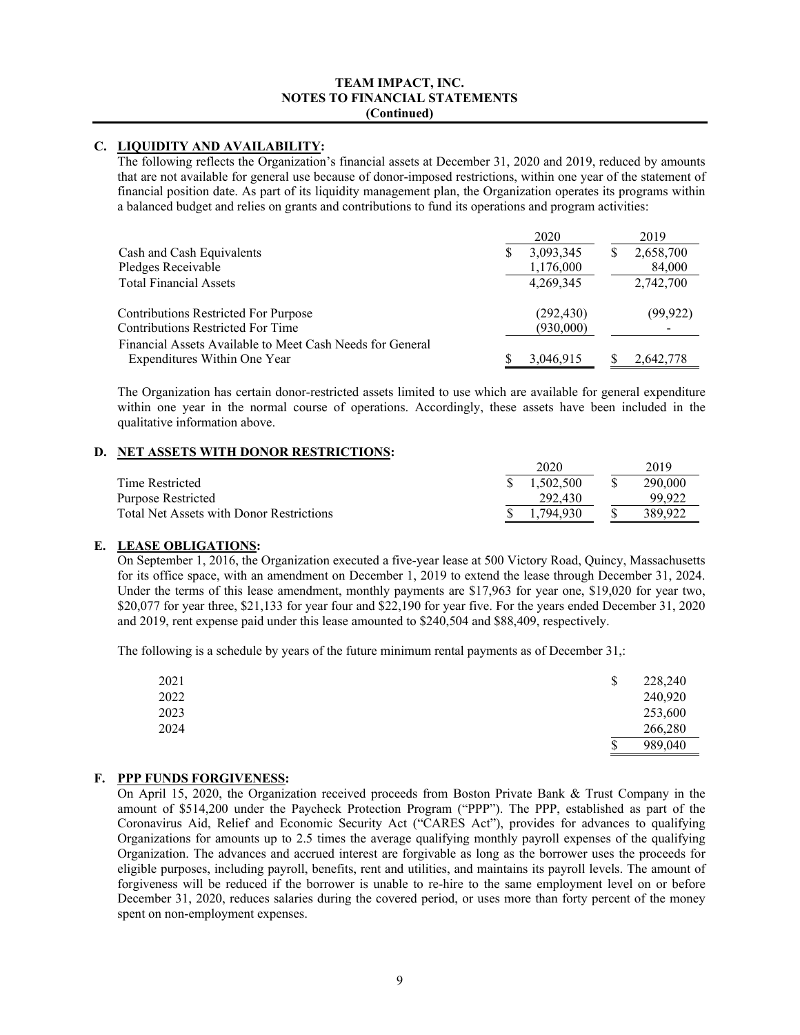**TEAM IMPACT, INC.**
**NOTES TO FINANCIAL STATEMENTS**
**(Continued)**

## C. LIQUIDITY AND AVAILABILITY:

The following reflects the Organization's financial assets at December 31, 2020 and 2019, reduced by amounts that are not available for general use because of donor-imposed restrictions, within one year of the statement of financial position date. As part of its liquidity management plan, the Organization operates its programs within a balanced budget and relies on grants and contributions to fund its operations and program activities:

| | 2020 | 2019 |
|---|---|---|
| Cash and Cash Equivalents | $ 3,093,345 | $ 2,658,700 |
| Pledges Receivable | 1,176,000 | 84,000 |
| Total Financial Assets | 4,269,345 | 2,742,700 |
| Contributions Restricted For Purpose | (292,430) | (99,922) |
| Contributions Restricted For Time | (930,000) | - |
| Financial Assets Available to Meet Cash Needs for General Expenditures Within One Year | $ 3,046,915 | $ 2,642,778 |

The Organization has certain donor-restricted assets limited to use which are available for general expenditure within one year in the normal course of operations. Accordingly, these assets have been included in the qualitative information above.

## D. NET ASSETS WITH DONOR RESTRICTIONS:

| | 2020 | 2019 |
|---|---|---|
| Time Restricted | $ 1,502,500 | $ 290,000 |
| Purpose Restricted | 292,430 | 99,922 |
| Total Net Assets with Donor Restrictions | $ 1,794,930 | $ 389,922 |

## E. LEASE OBLIGATIONS:

On September 1, 2016, the Organization executed a five-year lease at 500 Victory Road, Quincy, Massachusetts for its office space, with an amendment on December 1, 2019 to extend the lease through December 31, 2024. Under the terms of this lease amendment, monthly payments are $17,963 for year one, $19,020 for year two, $20,077 for year three, $21,133 for year four and $22,190 for year five. For the years ended December 31, 2020 and 2019, rent expense paid under this lease amounted to $240,504 and $88,409, respectively.

The following is a schedule by years of the future minimum rental payments as of December 31,:

| | |
|---|---|
| 2021 | $ 228,240 |
| 2022 | 240,920 |
| 2023 | 253,600 |
| 2024 | 266,280 |
| | $ 989,040 |

## F. PPP FUNDS FORGIVENESS:

On April 15, 2020, the Organization received proceeds from Boston Private Bank & Trust Company in the amount of $514,200 under the Paycheck Protection Program ("PPP"). The PPP, established as part of the Coronavirus Aid, Relief and Economic Security Act ("CARES Act"), provides for advances to qualifying Organizations for amounts up to 2.5 times the average qualifying monthly payroll expenses of the qualifying Organization. The advances and accrued interest are forgivable as long as the borrower uses the proceeds for eligible purposes, including payroll, benefits, rent and utilities, and maintains its payroll levels. The amount of forgiveness will be reduced if the borrower is unable to re-hire to the same employment level on or before December 31, 2020, reduces salaries during the covered period, or uses more than forty percent of the money spent on non-employment expenses.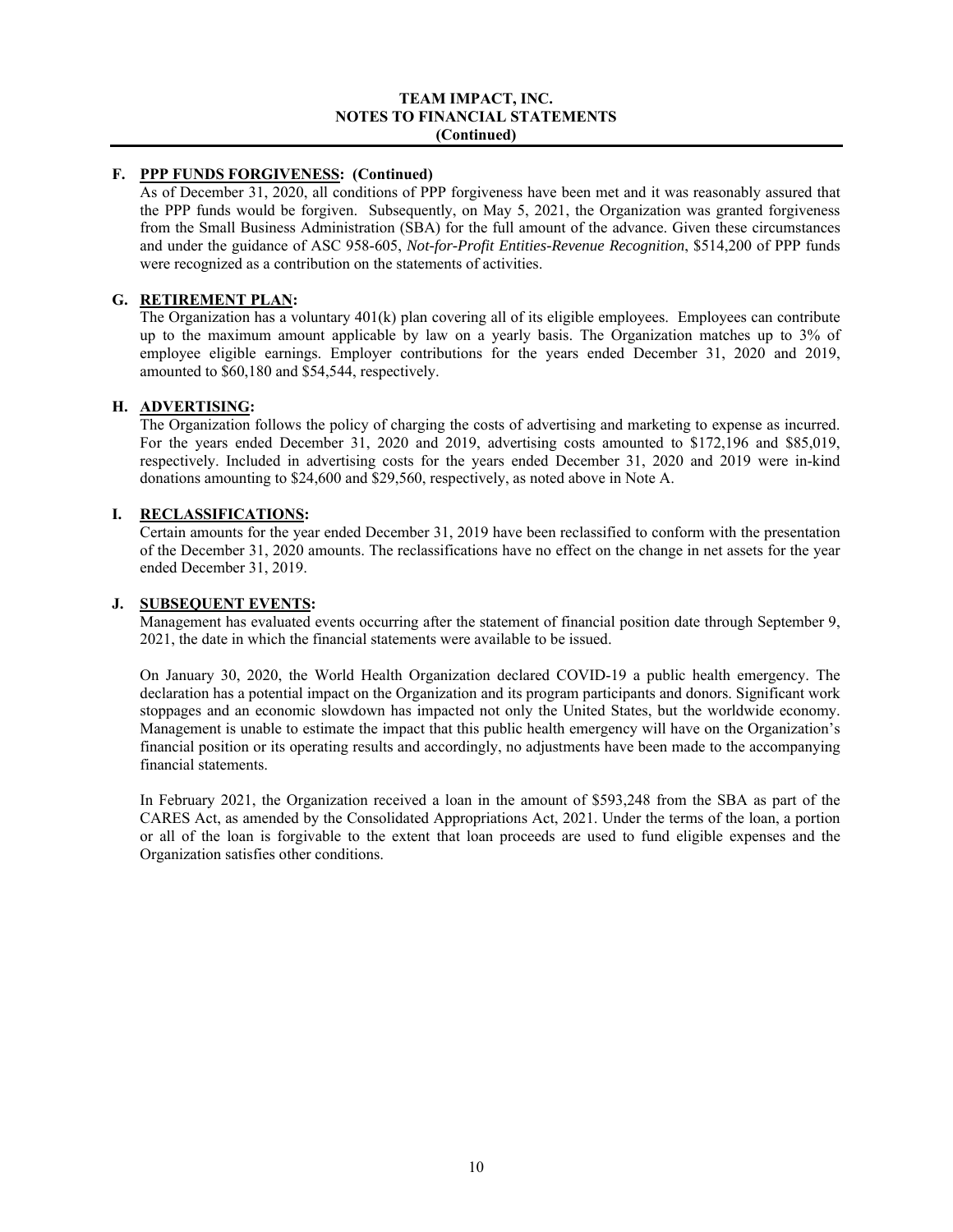**F. <u>PPP FUNDS FORGIVENESS</u>: (Continued)**

As of December 31, 2020, all conditions of PPP forgiveness have been met and it was reasonably assured that the PPP funds would be forgiven. Subsequently, on May 5, 2021, the Organization was granted forgiveness from the Small Business Administration (SBA) for the full amount of the advance. Given these circumstances and under the guidance of ASC 958-605, *Not-for-Profit Entities-Revenue Recognition*, $514,200 of PPP funds were recognized as a contribution on the statements of activities.

**G. <u>RETIREMENT PLAN</u>:**

The Organization has a voluntary 401(k) plan covering all of its eligible employees. Employees can contribute up to the maximum amount applicable by law on a yearly basis. The Organization matches up to 3% of employee eligible earnings. Employer contributions for the years ended December 31, 2020 and 2019, amounted to $60,180 and $54,544, respectively.

**H. <u>ADVERTISING</u>:**

The Organization follows the policy of charging the costs of advertising and marketing to expense as incurred. For the years ended December 31, 2020 and 2019, advertising costs amounted to $172,196 and $85,019, respectively. Included in advertising costs for the years ended December 31, 2020 and 2019 were in-kind donations amounting to $24,600 and $29,560, respectively, as noted above in Note A.

**I. <u>RECLASSIFICATIONS</u>:**

Certain amounts for the year ended December 31, 2019 have been reclassified to conform with the presentation of the December 31, 2020 amounts. The reclassifications have no effect on the change in net assets for the year ended December 31, 2019.

**J. <u>SUBSEQUENT EVENTS</u>:**

Management has evaluated events occurring after the statement of financial position date through September 9, 2021, the date in which the financial statements were available to be issued.

On January 30, 2020, the World Health Organization declared COVID-19 a public health emergency. The declaration has a potential impact on the Organization and its program participants and donors. Significant work stoppages and an economic slowdown has impacted not only the United States, but the worldwide economy. Management is unable to estimate the impact that this public health emergency will have on the Organization's financial position or its operating results and accordingly, no adjustments have been made to the accompanying financial statements.

In February 2021, the Organization received a loan in the amount of $593,248 from the SBA as part of the CARES Act, as amended by the Consolidated Appropriations Act, 2021. Under the terms of the loan, a portion or all of the loan is forgivable to the extent that loan proceeds are used to fund eligible expenses and the Organization satisfies other conditions.